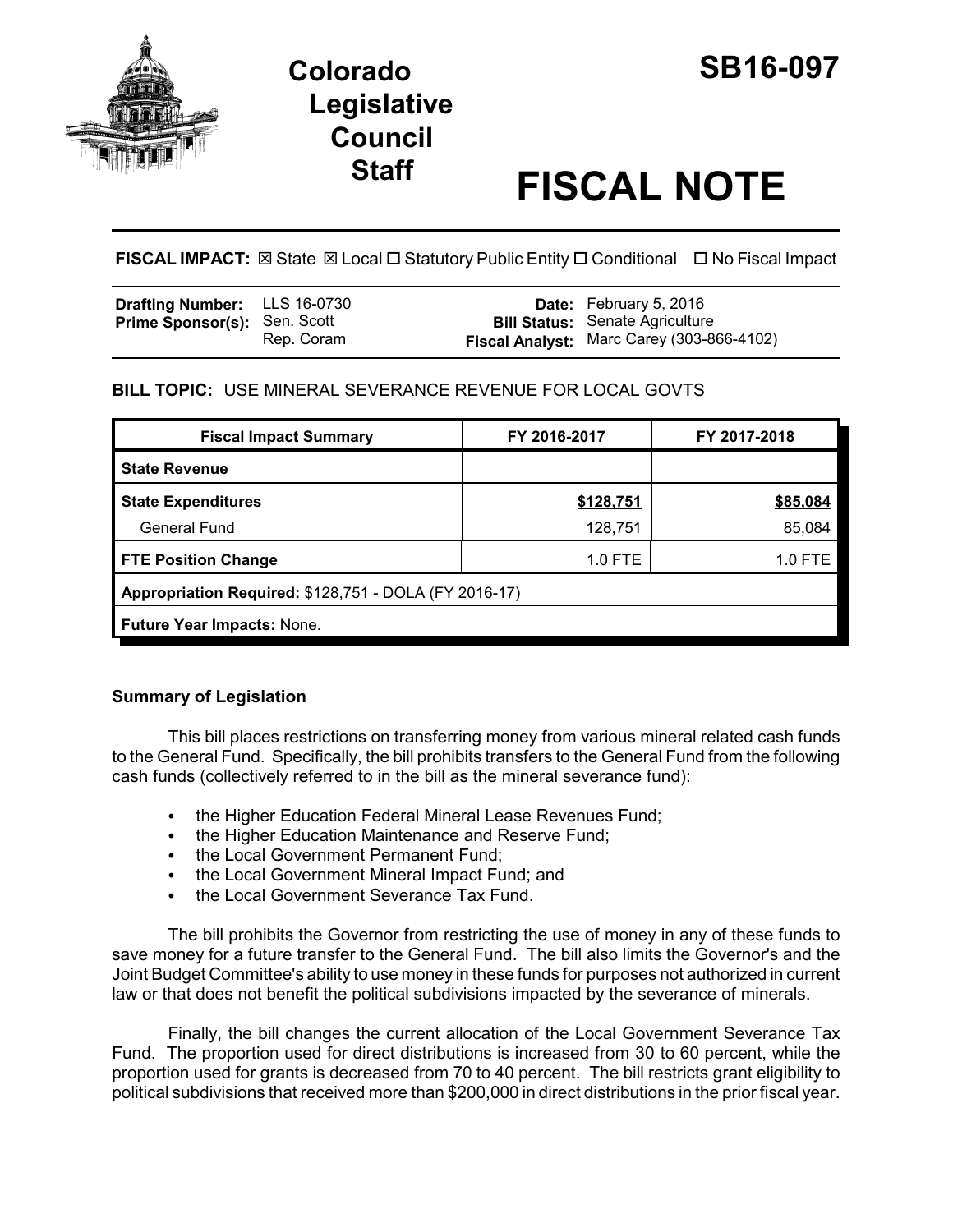# Colorado Legislative Council Staff

# SB16-097

# FISCAL NOTE

**FISCAL IMPACT:** ☒ State ☒ Local ☐ Statutory Public Entity ☐ Conditional ☐ No Fiscal Impact

| | | | |
|---|---|---|---|
| **Drafting Number:** | LLS 16-0730 | **Date:** | February 5, 2016 |
| **Prime Sponsor(s):** | Sen. Scott<br>Rep. Coram | **Bill Status:** | Senate Agriculture |
| | | **Fiscal Analyst:** | Marc Carey (303-866-4102) |

**BILL TOPIC:** USE MINERAL SEVERANCE REVENUE FOR LOCAL GOVTS

| Fiscal Impact Summary | FY 2016-2017 | FY 2017-2018 |
|---|---|---|
| **State Revenue** | | |
| **State Expenditures** | **$128,751** | **$85,084** |
| General Fund | 128,751 | 85,084 |
| **FTE Position Change** | 1.0 FTE | 1.0 FTE |
| **Appropriation Required:** $128,751 - DOLA (FY 2016-17) | | |
| **Future Year Impacts:** None. | | |

### Summary of Legislation

This bill places restrictions on transferring money from various mineral related cash funds to the General Fund. Specifically, the bill prohibits transfers to the General Fund from the following cash funds (collectively referred to in the bill as the mineral severance fund):

- the Higher Education Federal Mineral Lease Revenues Fund;
- the Higher Education Maintenance and Reserve Fund;
- the Local Government Permanent Fund;
- the Local Government Mineral Impact Fund; and
- the Local Government Severance Tax Fund.

The bill prohibits the Governor from restricting the use of money in any of these funds to save money for a future transfer to the General Fund. The bill also limits the Governor's and the Joint Budget Committee's ability to use money in these funds for purposes not authorized in current law or that does not benefit the political subdivisions impacted by the severance of minerals.

Finally, the bill changes the current allocation of the Local Government Severance Tax Fund. The proportion used for direct distributions is increased from 30 to 60 percent, while the proportion used for grants is decreased from 70 to 40 percent. The bill restricts grant eligibility to political subdivisions that received more than $200,000 in direct distributions in the prior fiscal year.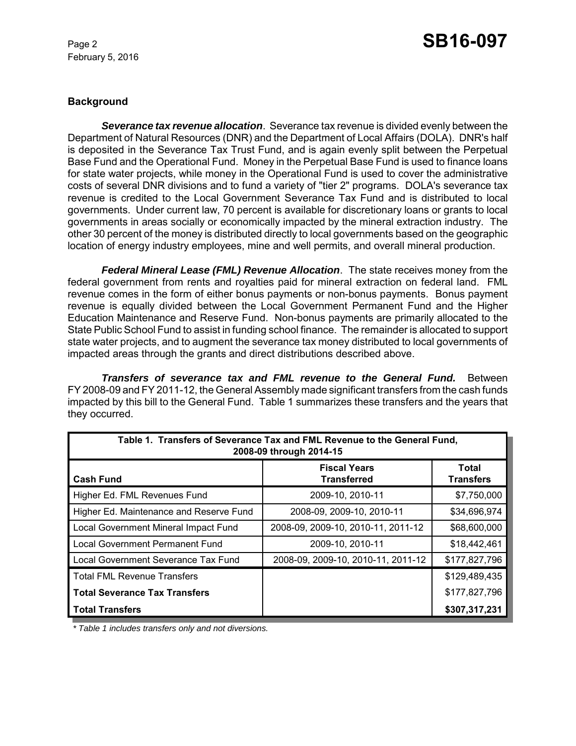## Background

***Severance tax revenue allocation***. Severance tax revenue is divided evenly between the Department of Natural Resources (DNR) and the Department of Local Affairs (DOLA). DNR's half is deposited in the Severance Tax Trust Fund, and is again evenly split between the Perpetual Base Fund and the Operational Fund. Money in the Perpetual Base Fund is used to finance loans for state water projects, while money in the Operational Fund is used to cover the administrative costs of several DNR divisions and to fund a variety of "tier 2" programs. DOLA's severance tax revenue is credited to the Local Government Severance Tax Fund and is distributed to local governments. Under current law, 70 percent is available for discretionary loans or grants to local governments in areas socially or economically impacted by the mineral extraction industry. The other 30 percent of the money is distributed directly to local governments based on the geographic location of energy industry employees, mine and well permits, and overall mineral production.

***Federal Mineral Lease (FML) Revenue Allocation***. The state receives money from the federal government from rents and royalties paid for mineral extraction on federal land. FML revenue comes in the form of either bonus payments or non-bonus payments. Bonus payment revenue is equally divided between the Local Government Permanent Fund and the Higher Education Maintenance and Reserve Fund. Non-bonus payments are primarily allocated to the State Public School Fund to assist in funding school finance. The remainder is allocated to support state water projects, and to augment the severance tax money distributed to local governments of impacted areas through the grants and direct distributions described above.

***Transfers of severance tax and FML revenue to the General Fund.*** Between FY 2008-09 and FY 2011-12, the General Assembly made significant transfers from the cash funds impacted by this bill to the General Fund. Table 1 summarizes these transfers and the years that they occurred.

**Table 1. Transfers of Severance Tax and FML Revenue to the General Fund, 2008-09 through 2014-15**

| Cash Fund | Fiscal Years Transferred | Total Transfers |
|---|---|---|
| Higher Ed. FML Revenues Fund | 2009-10, 2010-11 | $7,750,000 |
| Higher Ed. Maintenance and Reserve Fund | 2008-09, 2009-10, 2010-11 | $34,696,974 |
| Local Government Mineral Impact Fund | 2008-09, 2009-10, 2010-11, 2011-12 | $68,600,000 |
| Local Government Permanent Fund | 2009-10, 2010-11 | $18,442,461 |
| Local Government Severance Tax Fund | 2008-09, 2009-10, 2010-11, 2011-12 | $177,827,796 |
| Total FML Revenue Transfers | | $129,489,435 |
| **Total Severance Tax Transfers** | | $177,827,796 |
| **Total Transfers** | | **$307,317,231** |

*\* Table 1 includes transfers only and not diversions.*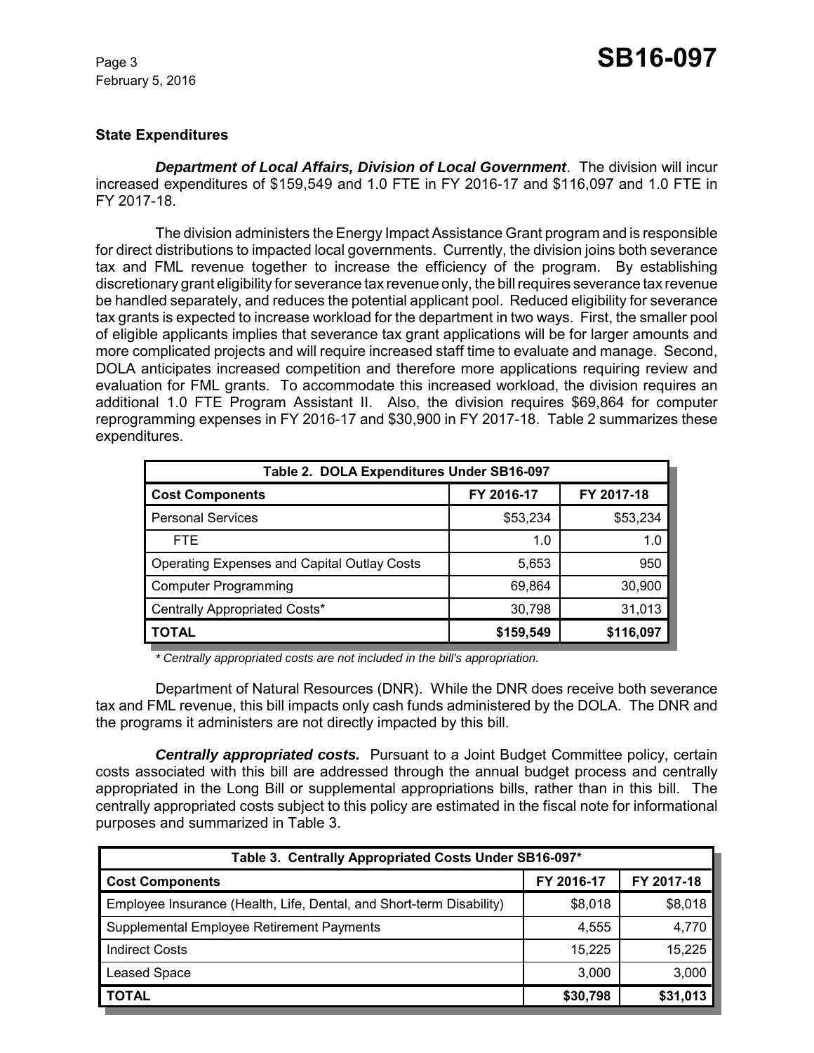## State Expenditures

***Department of Local Affairs, Division of Local Government***. The division will incur increased expenditures of $159,549 and 1.0 FTE in FY 2016-17 and $116,097 and 1.0 FTE in FY 2017-18.

The division administers the Energy Impact Assistance Grant program and is responsible for direct distributions to impacted local governments. Currently, the division joins both severance tax and FML revenue together to increase the efficiency of the program. By establishing discretionary grant eligibility for severance tax revenue only, the bill requires severance tax revenue be handled separately, and reduces the potential applicant pool. Reduced eligibility for severance tax grants is expected to increase workload for the department in two ways. First, the smaller pool of eligible applicants implies that severance tax grant applications will be for larger amounts and more complicated projects and will require increased staff time to evaluate and manage. Second, DOLA anticipates increased competition and therefore more applications requiring review and evaluation for FML grants. To accommodate this increased workload, the division requires an additional 1.0 FTE Program Assistant II. Also, the division requires $69,864 for computer reprogramming expenses in FY 2016-17 and $30,900 in FY 2017-18. Table 2 summarizes these expenditures.

| Table 2. DOLA Expenditures Under SB16-097 | | |
|---|---|---|
| **Cost Components** | **FY 2016-17** | **FY 2017-18** |
| Personal Services | $53,234 | $53,234 |
| FTE | 1.0 | 1.0 |
| Operating Expenses and Capital Outlay Costs | 5,653 | 950 |
| Computer Programming | 69,864 | 30,900 |
| Centrally Appropriated Costs* | 30,798 | 31,013 |
| **TOTAL** | **$159,549** | **$116,097** |

*\* Centrally appropriated costs are not included in the bill's appropriation.*

Department of Natural Resources (DNR). While the DNR does receive both severance tax and FML revenue, this bill impacts only cash funds administered by the DOLA. The DNR and the programs it administers are not directly impacted by this bill.

***Centrally appropriated costs.*** Pursuant to a Joint Budget Committee policy, certain costs associated with this bill are addressed through the annual budget process and centrally appropriated in the Long Bill or supplemental appropriations bills, rather than in this bill. The centrally appropriated costs subject to this policy are estimated in the fiscal note for informational purposes and summarized in Table 3.

| Table 3. Centrally Appropriated Costs Under SB16-097* | | |
|---|---|---|
| **Cost Components** | **FY 2016-17** | **FY 2017-18** |
| Employee Insurance (Health, Life, Dental, and Short-term Disability) | $8,018 | $8,018 |
| Supplemental Employee Retirement Payments | 4,555 | 4,770 |
| Indirect Costs | 15,225 | 15,225 |
| Leased Space | 3,000 | 3,000 |
| **TOTAL** | **$30,798** | **$31,013** |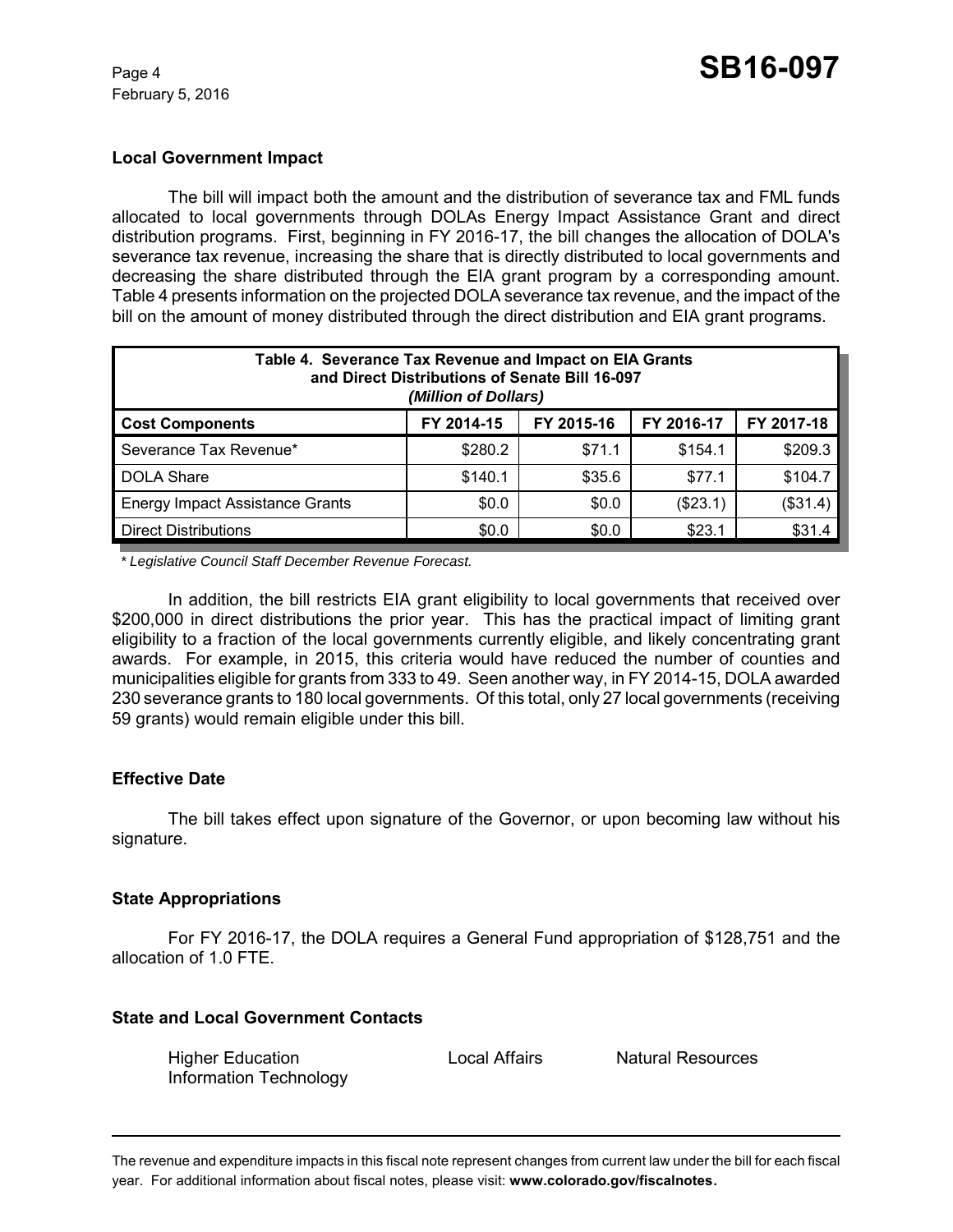## Local Government Impact

The bill will impact both the amount and the distribution of severance tax and FML funds allocated to local governments through DOLAs Energy Impact Assistance Grant and direct distribution programs. First, beginning in FY 2016-17, the bill changes the allocation of DOLA's severance tax revenue, increasing the share that is directly distributed to local governments and decreasing the share distributed through the EIA grant program by a corresponding amount. Table 4 presents information on the projected DOLA severance tax revenue, and the impact of the bill on the amount of money distributed through the direct distribution and EIA grant programs.

**Table 4. Severance Tax Revenue and Impact on EIA Grants and Direct Distributions of Senate Bill 16-097**
***(Million of Dollars)***

| Cost Components | FY 2014-15 | FY 2015-16 | FY 2016-17 | FY 2017-18 |
|---|---|---|---|---|
| Severance Tax Revenue* | $280.2 | $71.1 | $154.1 | $209.3 |
| DOLA Share | $140.1 | $35.6 | $77.1 | $104.7 |
| Energy Impact Assistance Grants | $0.0 | $0.0 | ($23.1) | ($31.4) |
| Direct Distributions | $0.0 | $0.0 | $23.1 | $31.4 |

*\* Legislative Council Staff December Revenue Forecast.*

In addition, the bill restricts EIA grant eligibility to local governments that received over $200,000 in direct distributions the prior year. This has the practical impact of limiting grant eligibility to a fraction of the local governments currently eligible, and likely concentrating grant awards. For example, in 2015, this criteria would have reduced the number of counties and municipalities eligible for grants from 333 to 49. Seen another way, in FY 2014-15, DOLA awarded 230 severance grants to 180 local governments. Of this total, only 27 local governments (receiving 59 grants) would remain eligible under this bill.

## Effective Date

The bill takes effect upon signature of the Governor, or upon becoming law without his signature.

## State Appropriations

For FY 2016-17, the DOLA requires a General Fund appropriation of $128,751 and the allocation of 1.0 FTE.

## State and Local Government Contacts

| | | |
|---|---|---|
| Higher Education | Local Affairs | Natural Resources |
| Information Technology | | |

The revenue and expenditure impacts in this fiscal note represent changes from current law under the bill for each fiscal year. For additional information about fiscal notes, please visit: **www.colorado.gov/fiscalnotes.**